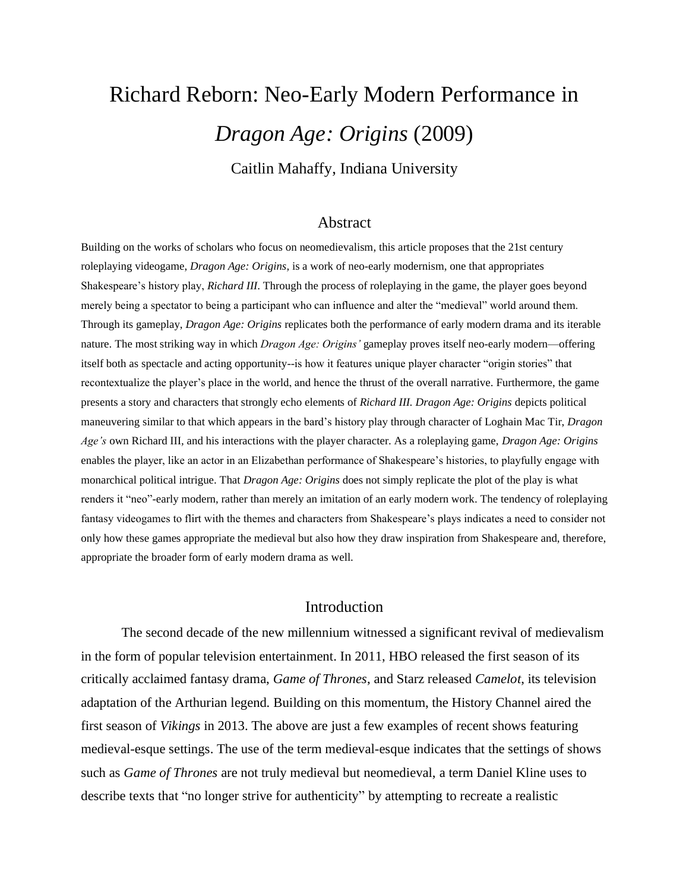# Richard Reborn: Neo-Early Modern Performance in *Dragon Age: Origins* (2009)

Caitlin Mahaffy, Indiana University

## Abstract

Building on the works of scholars who focus on neomedievalism, this article proposes that the 21st century roleplaying videogame, *Dragon Age: Origins,* is a work of neo-early modernism, one that appropriates Shakespeare's history play, *Richard III.* Through the process of roleplaying in the game, the player goes beyond merely being a spectator to being a participant who can influence and alter the "medieval" world around them. Through its gameplay, *Dragon Age: Origins* replicates both the performance of early modern drama and its iterable nature. The most striking way in which *Dragon Age: Origins'* gameplay proves itself neo-early modern—offering itself both as spectacle and acting opportunity--is how it features unique player character "origin stories" that recontextualize the player's place in the world, and hence the thrust of the overall narrative. Furthermore, the game presents a story and characters that strongly echo elements of *Richard III. Dragon Age: Origins* depicts political maneuvering similar to that which appears in the bard's history play through character of Loghain Mac Tir, *Dragon Age's* own Richard III, and his interactions with the player character. As a roleplaying game, *Dragon Age: Origins* enables the player, like an actor in an Elizabethan performance of Shakespeare's histories, to playfully engage with monarchical political intrigue. That *Dragon Age: Origins* does not simply replicate the plot of the play is what renders it "neo"-early modern, rather than merely an imitation of an early modern work. The tendency of roleplaying fantasy videogames to flirt with the themes and characters from Shakespeare's plays indicates a need to consider not only how these games appropriate the medieval but also how they draw inspiration from Shakespeare and, therefore, appropriate the broader form of early modern drama as well.

## Introduction

The second decade of the new millennium witnessed a significant revival of medievalism in the form of popular television entertainment. In 2011, HBO released the first season of its critically acclaimed fantasy drama, *Game of Thrones*, and Starz released *Camelot*, its television adaptation of the Arthurian legend. Building on this momentum, the History Channel aired the first season of *Vikings* in 2013. The above are just a few examples of recent shows featuring medieval-esque settings. The use of the term medieval-esque indicates that the settings of shows such as *Game of Thrones* are not truly medieval but neomedieval, a term Daniel Kline uses to describe texts that "no longer strive for authenticity" by attempting to recreate a realistic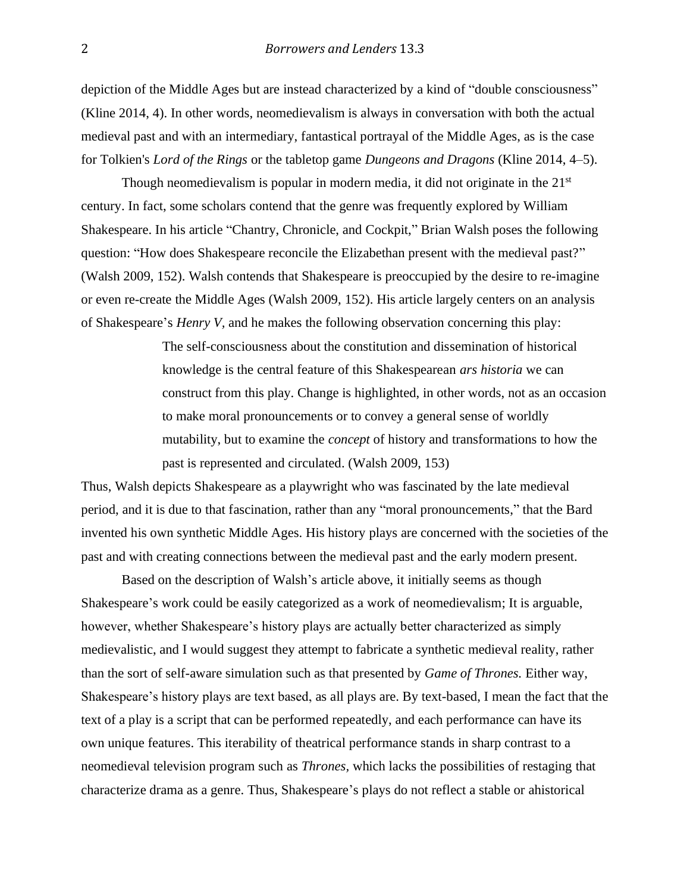depiction of the Middle Ages but are instead characterized by a kind of "double consciousness" (Kline 2014, 4). In other words, neomedievalism is always in conversation with both the actual medieval past and with an intermediary, fantastical portrayal of the Middle Ages, as is the case for Tolkien's *Lord of the Rings* or the tabletop game *Dungeons and Dragons* (Kline 2014, 4–5).

Though neomedievalism is popular in modern media, it did not originate in the 21st century. In fact, some scholars contend that the genre was frequently explored by William Shakespeare. In his article "Chantry, Chronicle, and Cockpit," Brian Walsh poses the following question: "How does Shakespeare reconcile the Elizabethan present with the medieval past?" (Walsh 2009, 152). Walsh contends that Shakespeare is preoccupied by the desire to re-imagine or even re-create the Middle Ages (Walsh 2009, 152). His article largely centers on an analysis of Shakespeare's *Henry V*, and he makes the following observation concerning this play:

> The self-consciousness about the constitution and dissemination of historical knowledge is the central feature of this Shakespearean *ars historia* we can construct from this play. Change is highlighted, in other words, not as an occasion to make moral pronouncements or to convey a general sense of worldly mutability, but to examine the *concept* of history and transformations to how the past is represented and circulated. (Walsh 2009, 153)

Thus, Walsh depicts Shakespeare as a playwright who was fascinated by the late medieval period, and it is due to that fascination, rather than any "moral pronouncements," that the Bard invented his own synthetic Middle Ages. His history plays are concerned with the societies of the past and with creating connections between the medieval past and the early modern present.

Based on the description of Walsh's article above, it initially seems as though Shakespeare's work could be easily categorized as a work of neomedievalism; It is arguable, however, whether Shakespeare's history plays are actually better characterized as simply medievalistic, and I would suggest they attempt to fabricate a synthetic medieval reality, rather than the sort of self-aware simulation such as that presented by *Game of Thrones.* Either way, Shakespeare's history plays are text based, as all plays are. By text-based, I mean the fact that the text of a play is a script that can be performed repeatedly, and each performance can have its own unique features. This iterability of theatrical performance stands in sharp contrast to a neomedieval television program such as *Thrones*, which lacks the possibilities of restaging that characterize drama as a genre. Thus, Shakespeare's plays do not reflect a stable or ahistorical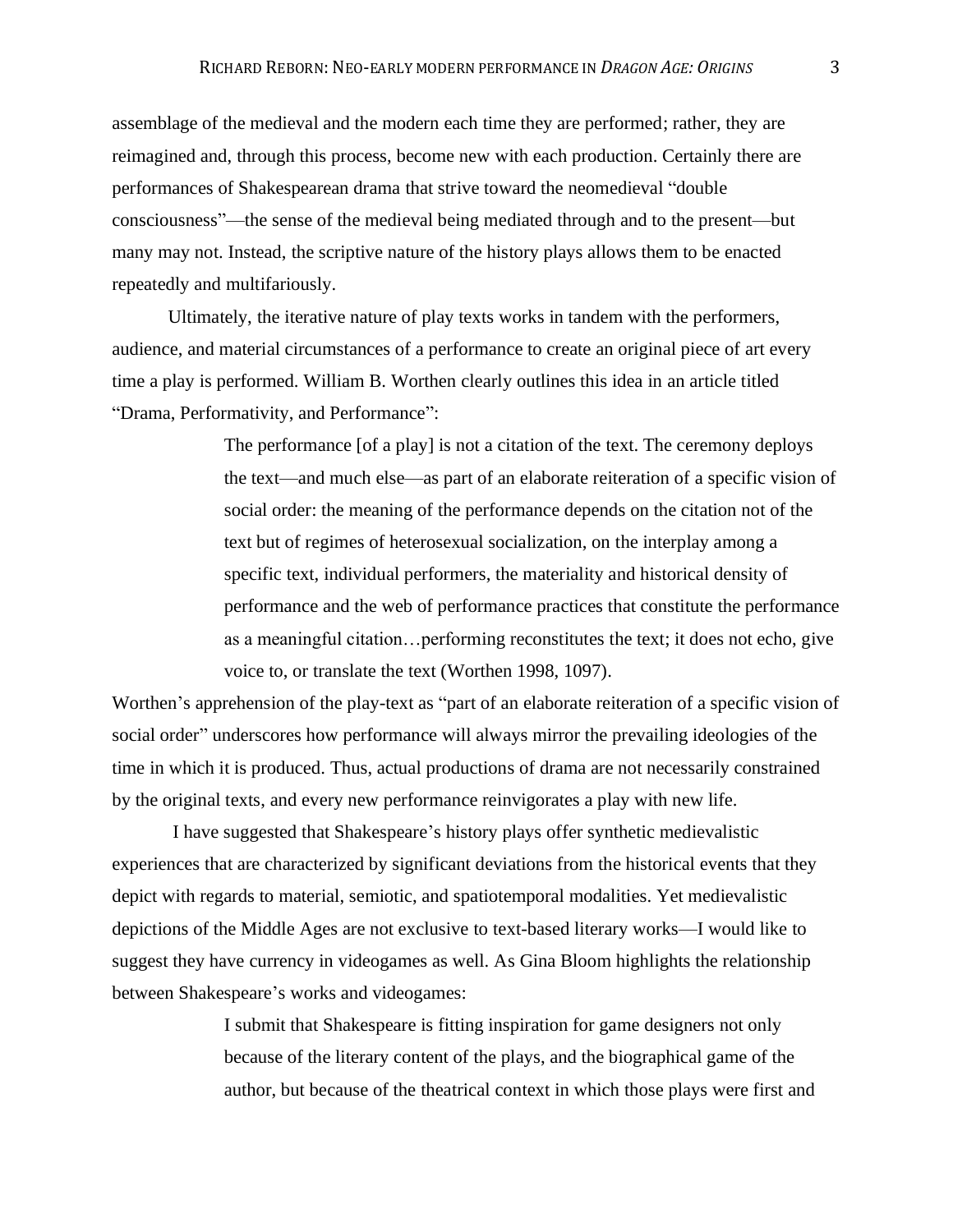assemblage of the medieval and the modern each time they are performed; rather, they are reimagined and, through this process, become new with each production. Certainly there are performances of Shakespearean drama that strive toward the neomedieval "double consciousness"—the sense of the medieval being mediated through and to the present—but many may not. Instead, the scriptive nature of the history plays allows them to be enacted repeatedly and multifariously.

Ultimately, the iterative nature of play texts works in tandem with the performers, audience, and material circumstances of a performance to create an original piece of art every time a play is performed. William B. Worthen clearly outlines this idea in an article titled "Drama, Performativity, and Performance":

> The performance [of a play] is not a citation of the text. The ceremony deploys the text—and much else—as part of an elaborate reiteration of a specific vision of social order: the meaning of the performance depends on the citation not of the text but of regimes of heterosexual socialization, on the interplay among a specific text, individual performers, the materiality and historical density of performance and the web of performance practices that constitute the performance as a meaningful citation…performing reconstitutes the text; it does not echo, give voice to, or translate the text (Worthen 1998, 1097).

Worthen's apprehension of the play-text as "part of an elaborate reiteration of a specific vision of social order" underscores how performance will always mirror the prevailing ideologies of the time in which it is produced. Thus, actual productions of drama are not necessarily constrained by the original texts, and every new performance reinvigorates a play with new life.

I have suggested that Shakespeare's history plays offer synthetic medievalistic experiences that are characterized by significant deviations from the historical events that they depict with regards to material, semiotic, and spatiotemporal modalities. Yet medievalistic depictions of the Middle Ages are not exclusive to text-based literary works—I would like to suggest they have currency in videogames as well. As Gina Bloom highlights the relationship between Shakespeare's works and videogames:

> I submit that Shakespeare is fitting inspiration for game designers not only because of the literary content of the plays, and the biographical game of the author, but because of the theatrical context in which those plays were first and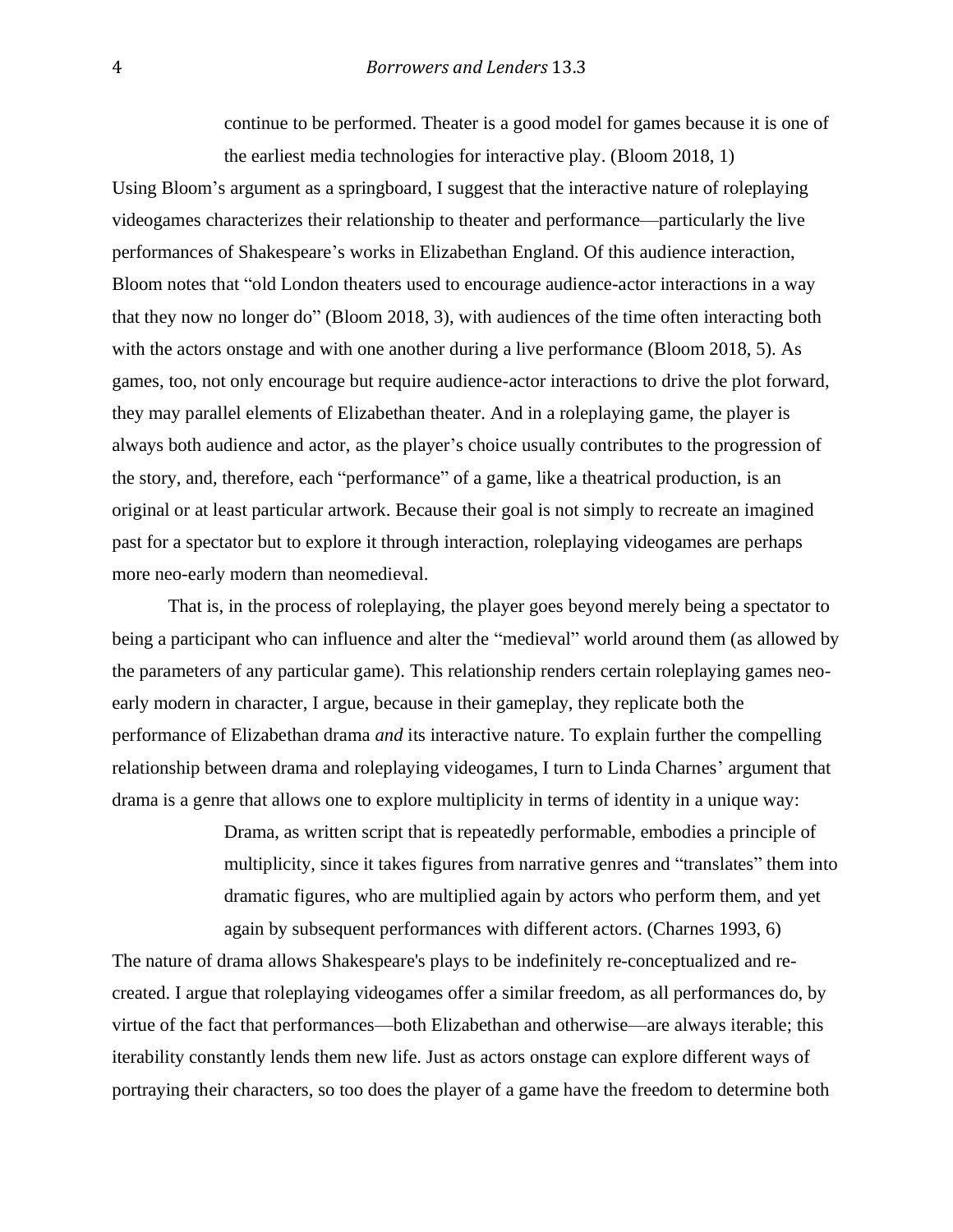> continue to be performed. Theater is a good model for games because it is one of the earliest media technologies for interactive play. (Bloom 2018, 1)

Using Bloom's argument as a springboard, I suggest that the interactive nature of roleplaying videogames characterizes their relationship to theater and performance—particularly the live performances of Shakespeare's works in Elizabethan England. Of this audience interaction, Bloom notes that "old London theaters used to encourage audience-actor interactions in a way that they now no longer do" (Bloom 2018, 3), with audiences of the time often interacting both with the actors onstage and with one another during a live performance (Bloom 2018, 5). As games, too, not only encourage but require audience-actor interactions to drive the plot forward, they may parallel elements of Elizabethan theater. And in a roleplaying game, the player is always both audience and actor, as the player's choice usually contributes to the progression of the story, and, therefore, each "performance" of a game, like a theatrical production, is an original or at least particular artwork. Because their goal is not simply to recreate an imagined past for a spectator but to explore it through interaction, roleplaying videogames are perhaps more neo-early modern than neomedieval.

That is, in the process of roleplaying, the player goes beyond merely being a spectator to being a participant who can influence and alter the "medieval" world around them (as allowed by the parameters of any particular game). This relationship renders certain roleplaying games neo-early modern in character, I argue, because in their gameplay, they replicate both the performance of Elizabethan drama *and* its interactive nature. To explain further the compelling relationship between drama and roleplaying videogames, I turn to Linda Charnes' argument that drama is a genre that allows one to explore multiplicity in terms of identity in a unique way:

> Drama, as written script that is repeatedly performable, embodies a principle of multiplicity, since it takes figures from narrative genres and "translates" them into dramatic figures, who are multiplied again by actors who perform them, and yet again by subsequent performances with different actors. (Charnes 1993, 6)

The nature of drama allows Shakespeare's plays to be indefinitely re-conceptualized and re-created. I argue that roleplaying videogames offer a similar freedom, as all performances do, by virtue of the fact that performances—both Elizabethan and otherwise—are always iterable; this iterability constantly lends them new life. Just as actors onstage can explore different ways of portraying their characters, so too does the player of a game have the freedom to determine both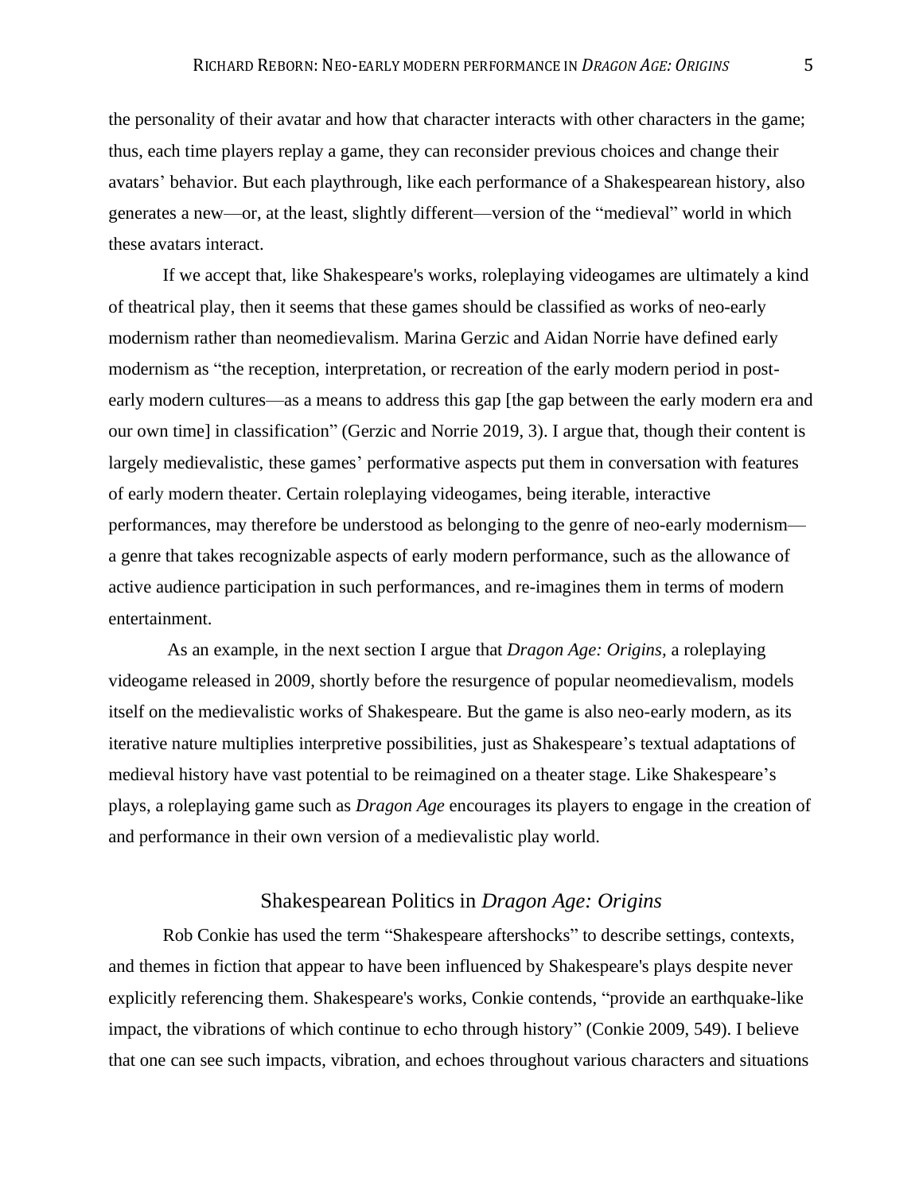the personality of their avatar and how that character interacts with other characters in the game; thus, each time players replay a game, they can reconsider previous choices and change their avatars' behavior. But each playthrough, like each performance of a Shakespearean history, also generates a new—or, at the least, slightly different—version of the "medieval" world in which these avatars interact.

If we accept that, like Shakespeare's works, roleplaying videogames are ultimately a kind of theatrical play, then it seems that these games should be classified as works of neo-early modernism rather than neomedievalism. Marina Gerzic and Aidan Norrie have defined early modernism as "the reception, interpretation, or recreation of the early modern period in post-early modern cultures—as a means to address this gap [the gap between the early modern era and our own time] in classification" (Gerzic and Norrie 2019, 3). I argue that, though their content is largely medievalistic, these games' performative aspects put them in conversation with features of early modern theater. Certain roleplaying videogames, being iterable, interactive performances, may therefore be understood as belonging to the genre of neo-early modernism—a genre that takes recognizable aspects of early modern performance, such as the allowance of active audience participation in such performances, and re-imagines them in terms of modern entertainment.

As an example, in the next section I argue that *Dragon Age: Origins*, a roleplaying videogame released in 2009, shortly before the resurgence of popular neomedievalism, models itself on the medievalistic works of Shakespeare. But the game is also neo-early modern, as its iterative nature multiplies interpretive possibilities, just as Shakespeare's textual adaptations of medieval history have vast potential to be reimagined on a theater stage. Like Shakespeare's plays, a roleplaying game such as *Dragon Age* encourages its players to engage in the creation of and performance in their own version of a medievalistic play world.

## Shakespearean Politics in *Dragon Age: Origins*

Rob Conkie has used the term "Shakespeare aftershocks" to describe settings, contexts, and themes in fiction that appear to have been influenced by Shakespeare's plays despite never explicitly referencing them. Shakespeare's works, Conkie contends, "provide an earthquake-like impact, the vibrations of which continue to echo through history" (Conkie 2009, 549). I believe that one can see such impacts, vibration, and echoes throughout various characters and situations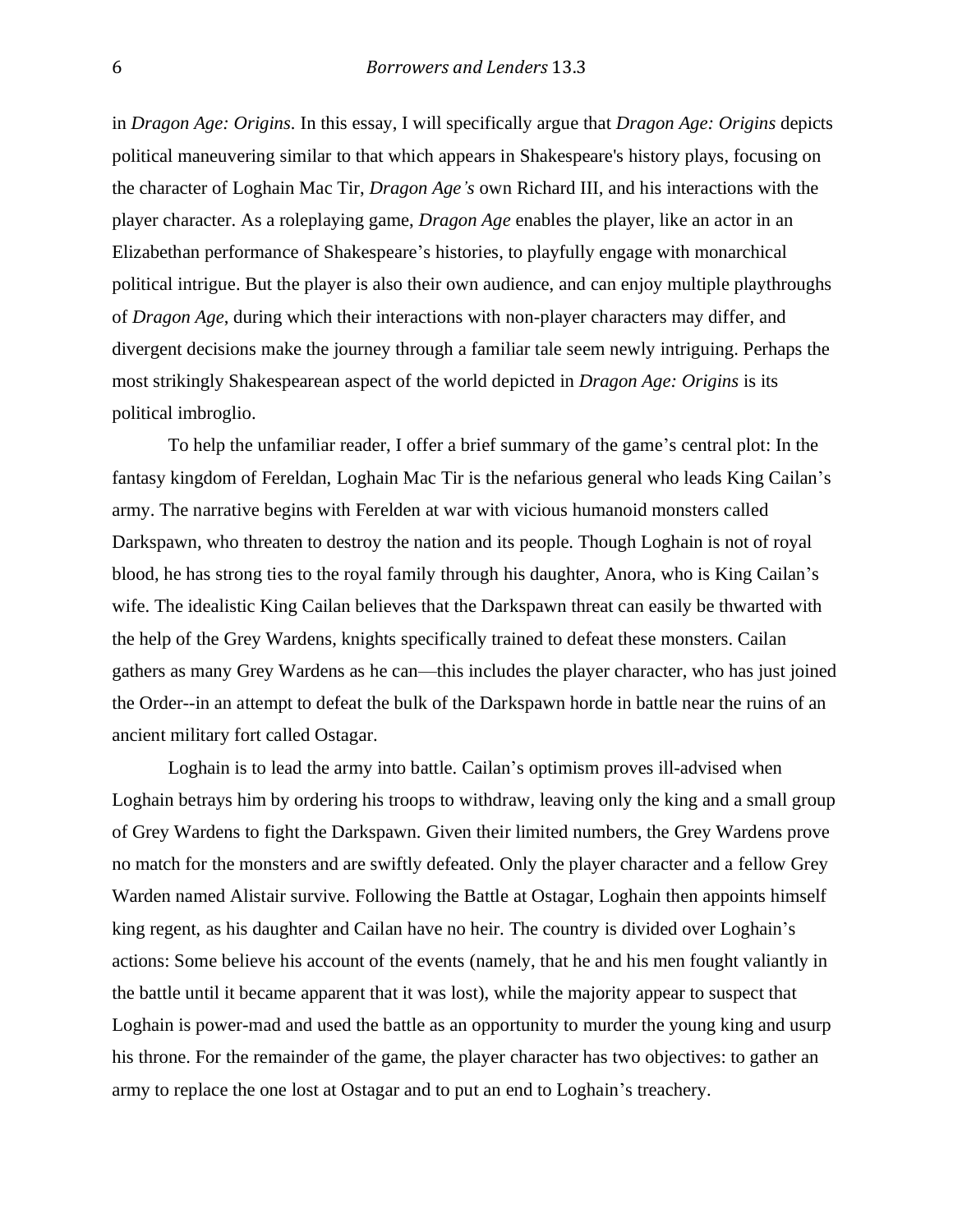in *Dragon Age: Origins*. In this essay, I will specifically argue that *Dragon Age: Origins* depicts political maneuvering similar to that which appears in Shakespeare's history plays, focusing on the character of Loghain Mac Tir, *Dragon Age's* own Richard III, and his interactions with the player character. As a roleplaying game, *Dragon Age* enables the player, like an actor in an Elizabethan performance of Shakespeare's histories, to playfully engage with monarchical political intrigue. But the player is also their own audience, and can enjoy multiple playthroughs of *Dragon Age*, during which their interactions with non-player characters may differ, and divergent decisions make the journey through a familiar tale seem newly intriguing. Perhaps the most strikingly Shakespearean aspect of the world depicted in *Dragon Age: Origins* is its political imbroglio.

To help the unfamiliar reader, I offer a brief summary of the game's central plot: In the fantasy kingdom of Fereldan, Loghain Mac Tir is the nefarious general who leads King Cailan's army. The narrative begins with Ferelden at war with vicious humanoid monsters called Darkspawn, who threaten to destroy the nation and its people. Though Loghain is not of royal blood, he has strong ties to the royal family through his daughter, Anora, who is King Cailan's wife. The idealistic King Cailan believes that the Darkspawn threat can easily be thwarted with the help of the Grey Wardens, knights specifically trained to defeat these monsters. Cailan gathers as many Grey Wardens as he can—this includes the player character, who has just joined the Order--in an attempt to defeat the bulk of the Darkspawn horde in battle near the ruins of an ancient military fort called Ostagar.

Loghain is to lead the army into battle. Cailan's optimism proves ill-advised when Loghain betrays him by ordering his troops to withdraw, leaving only the king and a small group of Grey Wardens to fight the Darkspawn. Given their limited numbers, the Grey Wardens prove no match for the monsters and are swiftly defeated. Only the player character and a fellow Grey Warden named Alistair survive. Following the Battle at Ostagar, Loghain then appoints himself king regent, as his daughter and Cailan have no heir. The country is divided over Loghain's actions: Some believe his account of the events (namely, that he and his men fought valiantly in the battle until it became apparent that it was lost), while the majority appear to suspect that Loghain is power-mad and used the battle as an opportunity to murder the young king and usurp his throne. For the remainder of the game, the player character has two objectives: to gather an army to replace the one lost at Ostagar and to put an end to Loghain's treachery.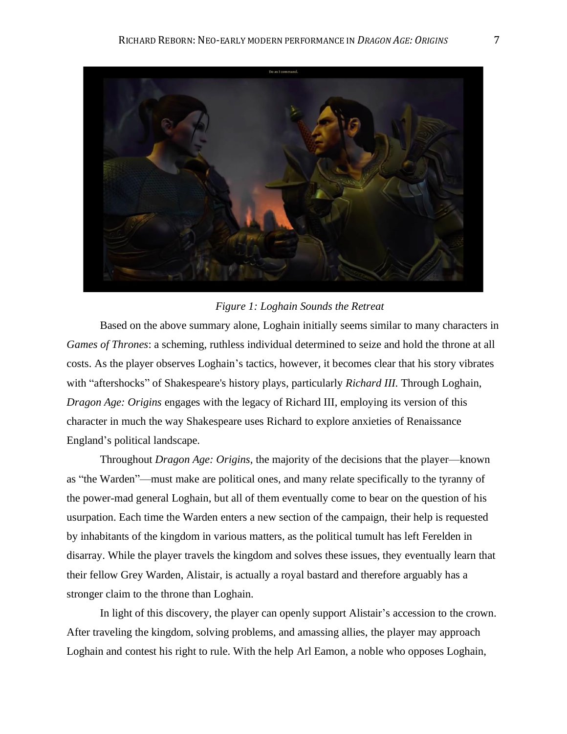*Figure 1: Loghain Sounds the Retreat*

Based on the above summary alone, Loghain initially seems similar to many characters in *Games of Thrones*: a scheming, ruthless individual determined to seize and hold the throne at all costs. As the player observes Loghain's tactics, however, it becomes clear that his story vibrates with "aftershocks" of Shakespeare's history plays, particularly *Richard III.* Through Loghain, *Dragon Age: Origins* engages with the legacy of Richard III, employing its version of this character in much the way Shakespeare uses Richard to explore anxieties of Renaissance England's political landscape.

Throughout *Dragon Age: Origins*, the majority of the decisions that the player—known as "the Warden"—must make are political ones, and many relate specifically to the tyranny of the power-mad general Loghain, but all of them eventually come to bear on the question of his usurpation. Each time the Warden enters a new section of the campaign, their help is requested by inhabitants of the kingdom in various matters, as the political tumult has left Ferelden in disarray. While the player travels the kingdom and solves these issues, they eventually learn that their fellow Grey Warden, Alistair, is actually a royal bastard and therefore arguably has a stronger claim to the throne than Loghain.

In light of this discovery, the player can openly support Alistair's accession to the crown. After traveling the kingdom, solving problems, and amassing allies, the player may approach Loghain and contest his right to rule. With the help Arl Eamon, a noble who opposes Loghain,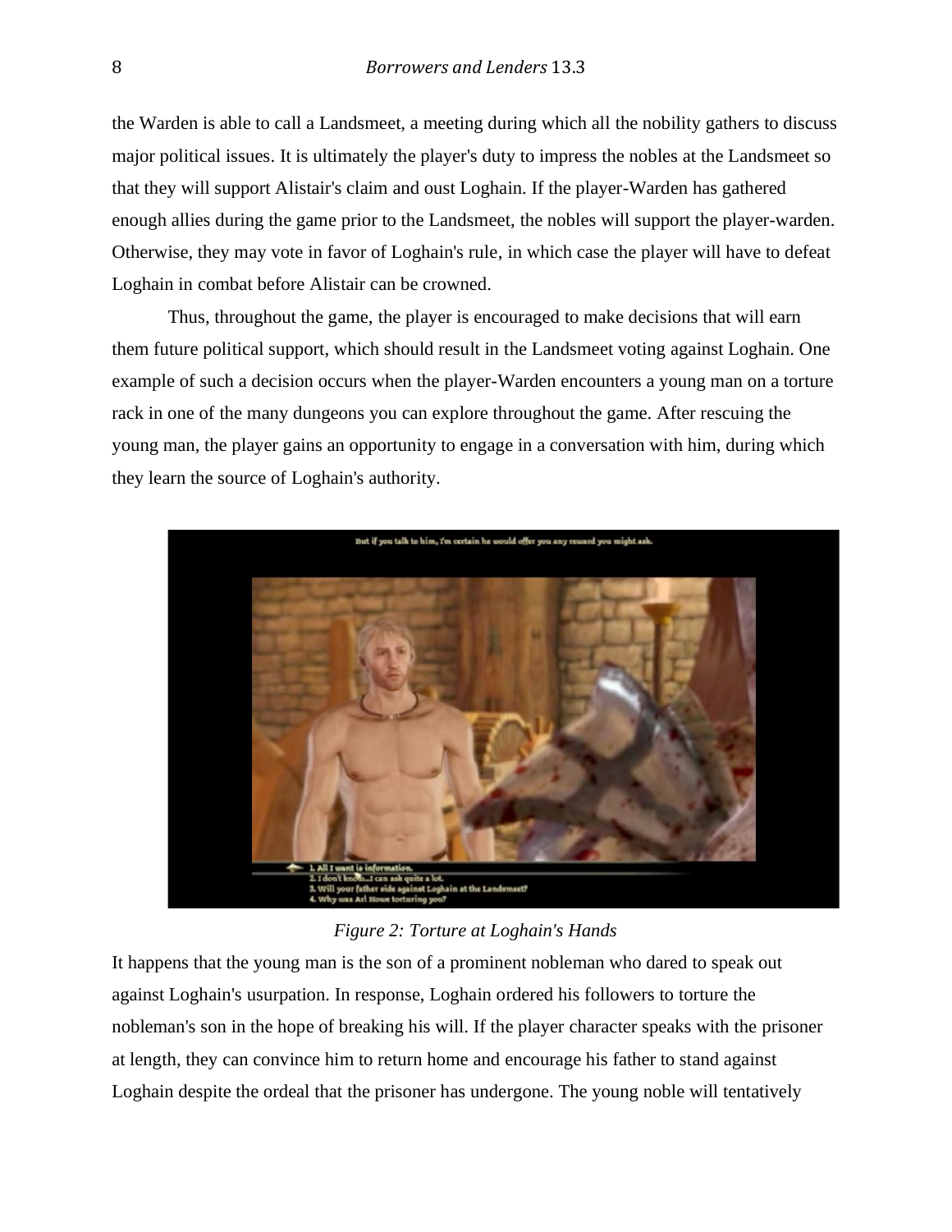the Warden is able to call a Landsmeet, a meeting during which all the nobility gathers to discuss major political issues. It is ultimately the player's duty to impress the nobles at the Landsmeet so that they will support Alistair's claim and oust Loghain. If the player-Warden has gathered enough allies during the game prior to the Landsmeet, the nobles will support the player-warden. Otherwise, they may vote in favor of Loghain's rule, in which case the player will have to defeat Loghain in combat before Alistair can be crowned.

Thus, throughout the game, the player is encouraged to make decisions that will earn them future political support, which should result in the Landsmeet voting against Loghain. One example of such a decision occurs when the player-Warden encounters a young man on a torture rack in one of the many dungeons you can explore throughout the game. After rescuing the young man, the player gains an opportunity to engage in a conversation with him, during which they learn the source of Loghain's authority.

*Figure 2: Torture at Loghain's Hands*

It happens that the young man is the son of a prominent nobleman who dared to speak out against Loghain's usurpation. In response, Loghain ordered his followers to torture the nobleman's son in the hope of breaking his will. If the player character speaks with the prisoner at length, they can convince him to return home and encourage his father to stand against Loghain despite the ordeal that the prisoner has undergone. The young noble will tentatively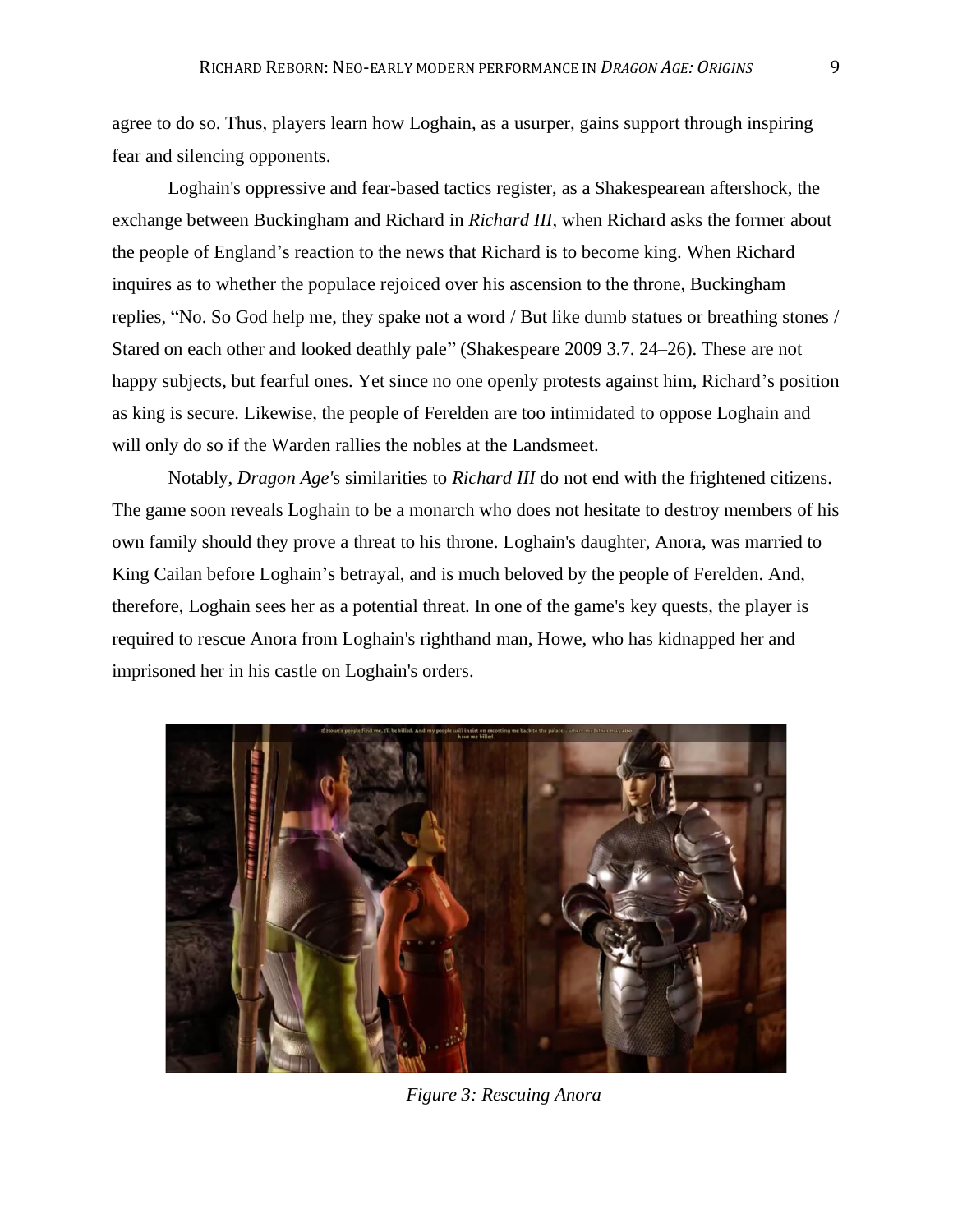agree to do so. Thus, players learn how Loghain, as a usurper, gains support through inspiring fear and silencing opponents.

Loghain's oppressive and fear-based tactics register, as a Shakespearean aftershock, the exchange between Buckingham and Richard in *Richard III*, when Richard asks the former about the people of England's reaction to the news that Richard is to become king. When Richard inquires as to whether the populace rejoiced over his ascension to the throne, Buckingham replies, "No. So God help me, they spake not a word / But like dumb statues or breathing stones / Stared on each other and looked deathly pale" (Shakespeare 2009 3.7. 24–26). These are not happy subjects, but fearful ones. Yet since no one openly protests against him, Richard's position as king is secure. Likewise, the people of Ferelden are too intimidated to oppose Loghain and will only do so if the Warden rallies the nobles at the Landsmeet.

Notably, *Dragon Age'*s similarities to *Richard III* do not end with the frightened citizens. The game soon reveals Loghain to be a monarch who does not hesitate to destroy members of his own family should they prove a threat to his throne. Loghain's daughter, Anora, was married to King Cailan before Loghain's betrayal, and is much beloved by the people of Ferelden. And, therefore, Loghain sees her as a potential threat. In one of the game's key quests, the player is required to rescue Anora from Loghain's righthand man, Howe, who has kidnapped her and imprisoned her in his castle on Loghain's orders.

*Figure 3: Rescuing Anora*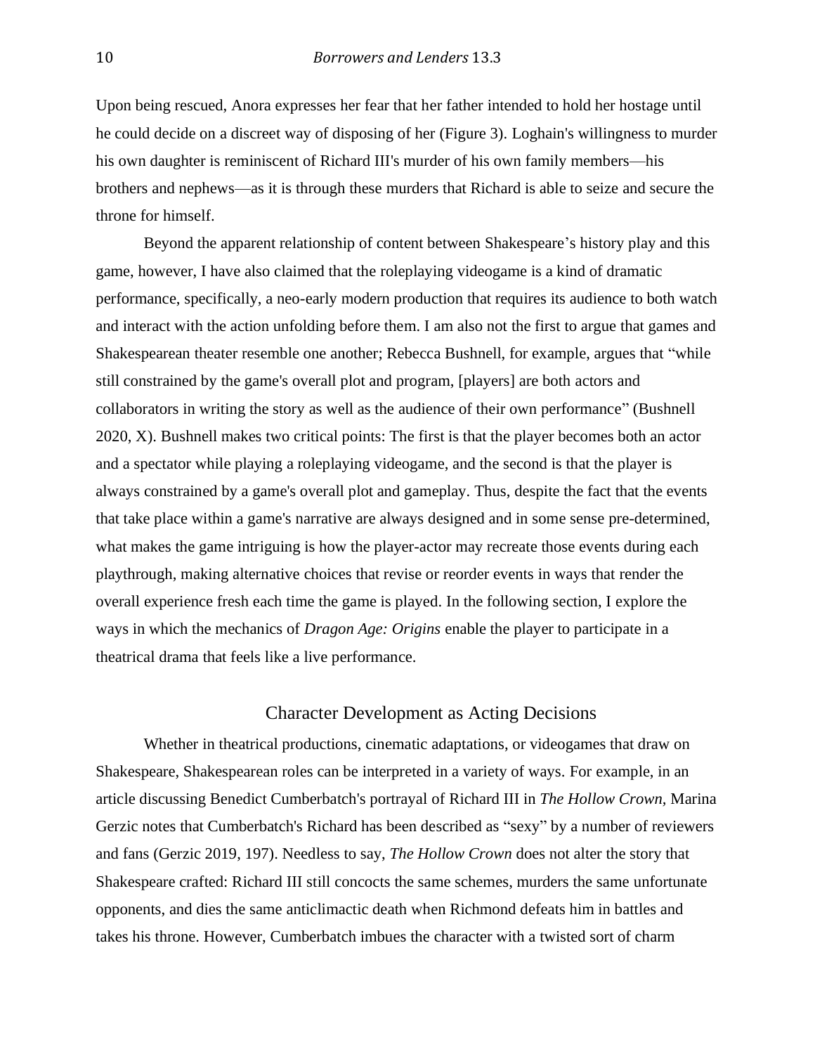Upon being rescued, Anora expresses her fear that her father intended to hold her hostage until he could decide on a discreet way of disposing of her (Figure 3). Loghain's willingness to murder his own daughter is reminiscent of Richard III's murder of his own family members—his brothers and nephews—as it is through these murders that Richard is able to seize and secure the throne for himself.

Beyond the apparent relationship of content between Shakespeare's history play and this game, however, I have also claimed that the roleplaying videogame is a kind of dramatic performance, specifically, a neo-early modern production that requires its audience to both watch and interact with the action unfolding before them. I am also not the first to argue that games and Shakespearean theater resemble one another; Rebecca Bushnell, for example, argues that "while still constrained by the game's overall plot and program, [players] are both actors and collaborators in writing the story as well as the audience of their own performance" (Bushnell 2020, X). Bushnell makes two critical points: The first is that the player becomes both an actor and a spectator while playing a roleplaying videogame, and the second is that the player is always constrained by a game's overall plot and gameplay. Thus, despite the fact that the events that take place within a game's narrative are always designed and in some sense pre-determined, what makes the game intriguing is how the player-actor may recreate those events during each playthrough, making alternative choices that revise or reorder events in ways that render the overall experience fresh each time the game is played. In the following section, I explore the ways in which the mechanics of *Dragon Age: Origins* enable the player to participate in a theatrical drama that feels like a live performance.

## Character Development as Acting Decisions

Whether in theatrical productions, cinematic adaptations, or videogames that draw on Shakespeare, Shakespearean roles can be interpreted in a variety of ways. For example, in an article discussing Benedict Cumberbatch's portrayal of Richard III in *The Hollow Crown,* Marina Gerzic notes that Cumberbatch's Richard has been described as "sexy" by a number of reviewers and fans (Gerzic 2019, 197). Needless to say, *The Hollow Crown* does not alter the story that Shakespeare crafted: Richard III still concocts the same schemes, murders the same unfortunate opponents, and dies the same anticlimactic death when Richmond defeats him in battles and takes his throne. However, Cumberbatch imbues the character with a twisted sort of charm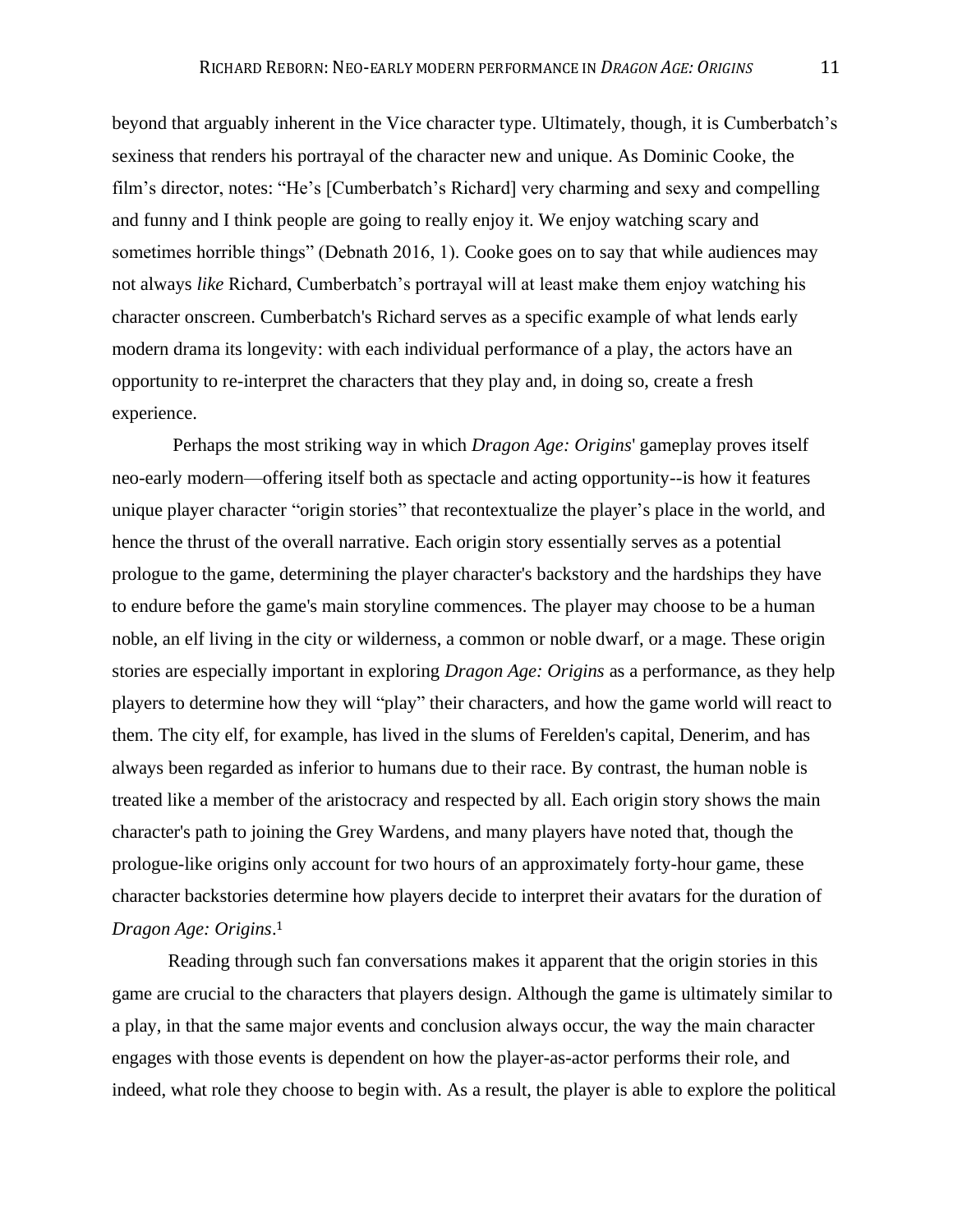beyond that arguably inherent in the Vice character type. Ultimately, though, it is Cumberbatch's sexiness that renders his portrayal of the character new and unique. As Dominic Cooke, the film's director, notes: "He's [Cumberbatch's Richard] very charming and sexy and compelling and funny and I think people are going to really enjoy it. We enjoy watching scary and sometimes horrible things" (Debnath 2016, 1). Cooke goes on to say that while audiences may not always *like* Richard, Cumberbatch's portrayal will at least make them enjoy watching his character onscreen. Cumberbatch's Richard serves as a specific example of what lends early modern drama its longevity: with each individual performance of a play, the actors have an opportunity to re-interpret the characters that they play and, in doing so, create a fresh experience.

Perhaps the most striking way in which *Dragon Age: Origins*' gameplay proves itself neo-early modern—offering itself both as spectacle and acting opportunity--is how it features unique player character "origin stories" that recontextualize the player's place in the world, and hence the thrust of the overall narrative. Each origin story essentially serves as a potential prologue to the game, determining the player character's backstory and the hardships they have to endure before the game's main storyline commences. The player may choose to be a human noble, an elf living in the city or wilderness, a common or noble dwarf, or a mage. These origin stories are especially important in exploring *Dragon Age: Origins* as a performance, as they help players to determine how they will "play" their characters, and how the game world will react to them. The city elf, for example, has lived in the slums of Ferelden's capital, Denerim, and has always been regarded as inferior to humans due to their race. By contrast, the human noble is treated like a member of the aristocracy and respected by all. Each origin story shows the main character's path to joining the Grey Wardens, and many players have noted that, though the prologue-like origins only account for two hours of an approximately forty-hour game, these character backstories determine how players decide to interpret their avatars for the duration of *Dragon Age: Origins*.[1]

Reading through such fan conversations makes it apparent that the origin stories in this game are crucial to the characters that players design. Although the game is ultimately similar to a play, in that the same major events and conclusion always occur, the way the main character engages with those events is dependent on how the player-as-actor performs their role, and indeed, what role they choose to begin with. As a result, the player is able to explore the political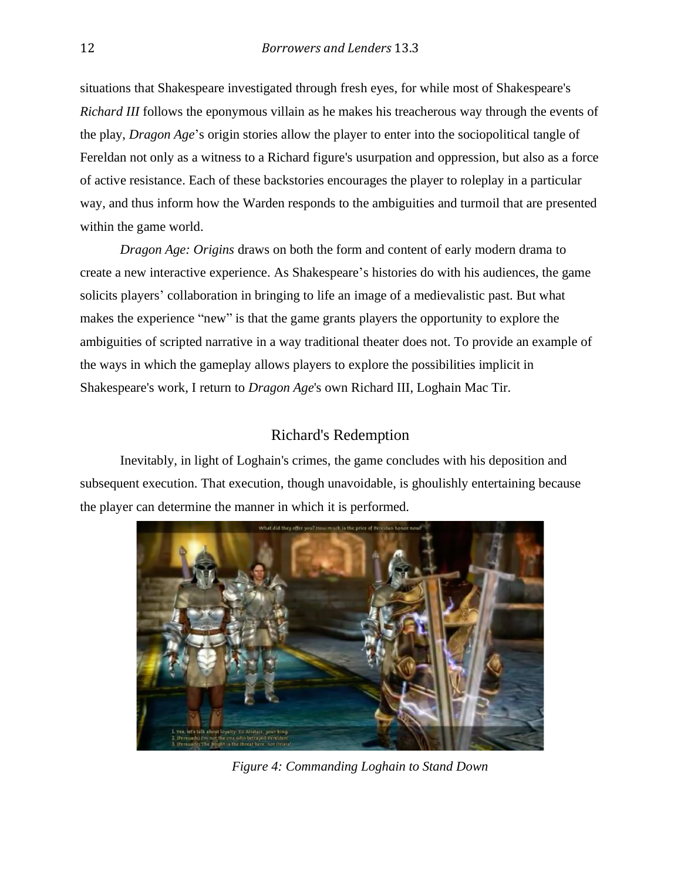situations that Shakespeare investigated through fresh eyes, for while most of Shakespeare's *Richard III* follows the eponymous villain as he makes his treacherous way through the events of the play, *Dragon Age*'s origin stories allow the player to enter into the sociopolitical tangle of Fereldan not only as a witness to a Richard figure's usurpation and oppression, but also as a force of active resistance. Each of these backstories encourages the player to roleplay in a particular way, and thus inform how the Warden responds to the ambiguities and turmoil that are presented within the game world.

*Dragon Age: Origins* draws on both the form and content of early modern drama to create a new interactive experience. As Shakespeare's histories do with his audiences, the game solicits players' collaboration in bringing to life an image of a medievalistic past. But what makes the experience "new" is that the game grants players the opportunity to explore the ambiguities of scripted narrative in a way traditional theater does not. To provide an example of the ways in which the gameplay allows players to explore the possibilities implicit in Shakespeare's work, I return to *Dragon Age*'s own Richard III, Loghain Mac Tir.

## Richard's Redemption

Inevitably, in light of Loghain's crimes, the game concludes with his deposition and subsequent execution. That execution, though unavoidable, is ghoulishly entertaining because the player can determine the manner in which it is performed.

*Figure 4: Commanding Loghain to Stand Down*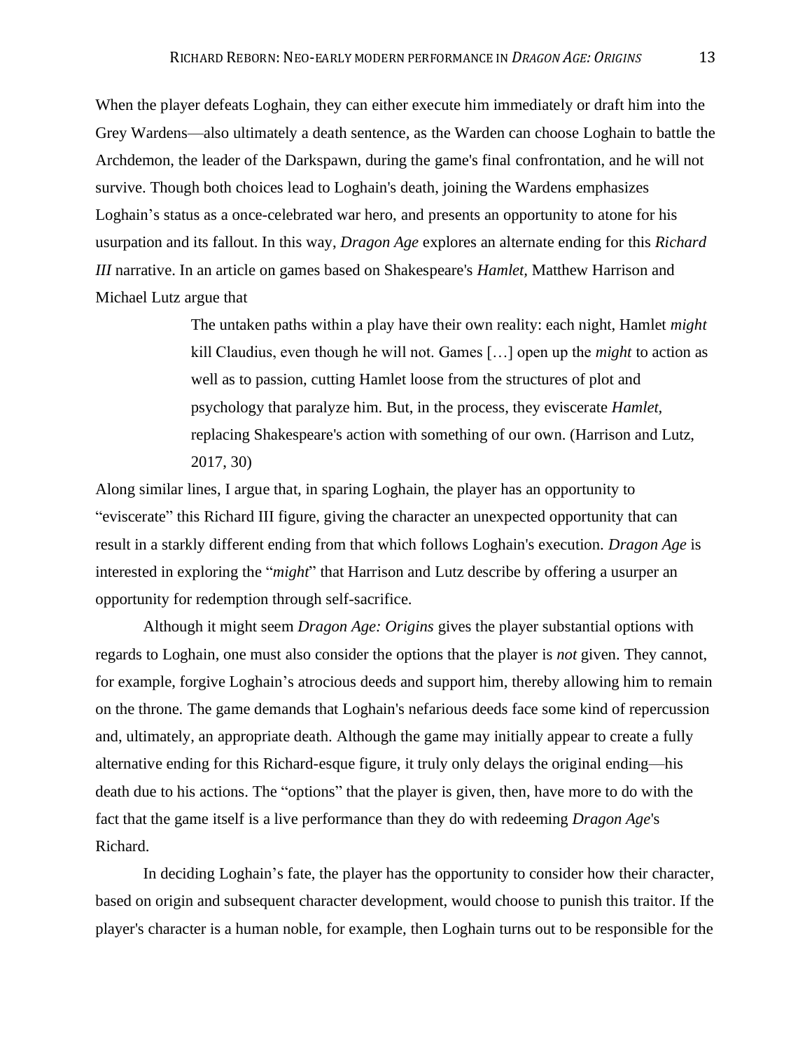When the player defeats Loghain, they can either execute him immediately or draft him into the Grey Wardens—also ultimately a death sentence, as the Warden can choose Loghain to battle the Archdemon, the leader of the Darkspawn, during the game's final confrontation, and he will not survive. Though both choices lead to Loghain's death, joining the Wardens emphasizes Loghain's status as a once-celebrated war hero, and presents an opportunity to atone for his usurpation and its fallout. In this way, *Dragon Age* explores an alternate ending for this *Richard III* narrative. In an article on games based on Shakespeare's *Hamlet,* Matthew Harrison and Michael Lutz argue that

> The untaken paths within a play have their own reality: each night, Hamlet *might* kill Claudius, even though he will not. Games […] open up the *might* to action as well as to passion, cutting Hamlet loose from the structures of plot and psychology that paralyze him. But, in the process, they eviscerate *Hamlet,* replacing Shakespeare's action with something of our own. (Harrison and Lutz, 2017, 30)

Along similar lines, I argue that, in sparing Loghain, the player has an opportunity to "eviscerate" this Richard III figure, giving the character an unexpected opportunity that can result in a starkly different ending from that which follows Loghain's execution. *Dragon Age* is interested in exploring the "*might*" that Harrison and Lutz describe by offering a usurper an opportunity for redemption through self-sacrifice.

Although it might seem *Dragon Age: Origins* gives the player substantial options with regards to Loghain, one must also consider the options that the player is *not* given. They cannot, for example, forgive Loghain's atrocious deeds and support him, thereby allowing him to remain on the throne. The game demands that Loghain's nefarious deeds face some kind of repercussion and, ultimately, an appropriate death. Although the game may initially appear to create a fully alternative ending for this Richard-esque figure, it truly only delays the original ending—his death due to his actions. The "options" that the player is given, then, have more to do with the fact that the game itself is a live performance than they do with redeeming *Dragon Age*'s Richard.

In deciding Loghain's fate, the player has the opportunity to consider how their character, based on origin and subsequent character development, would choose to punish this traitor. If the player's character is a human noble, for example, then Loghain turns out to be responsible for the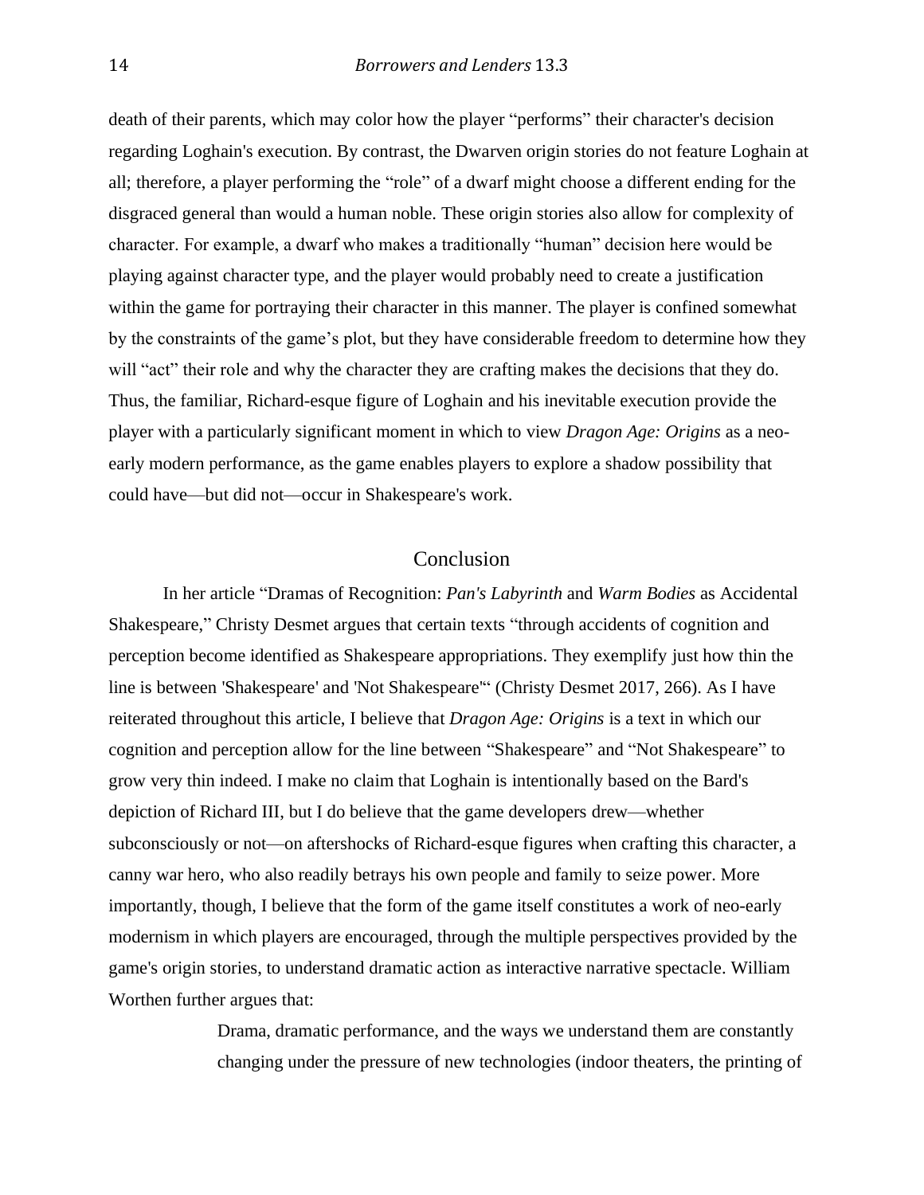death of their parents, which may color how the player "performs" their character's decision regarding Loghain's execution. By contrast, the Dwarven origin stories do not feature Loghain at all; therefore, a player performing the "role" of a dwarf might choose a different ending for the disgraced general than would a human noble. These origin stories also allow for complexity of character. For example, a dwarf who makes a traditionally "human" decision here would be playing against character type, and the player would probably need to create a justification within the game for portraying their character in this manner. The player is confined somewhat by the constraints of the game's plot, but they have considerable freedom to determine how they will "act" their role and why the character they are crafting makes the decisions that they do. Thus, the familiar, Richard-esque figure of Loghain and his inevitable execution provide the player with a particularly significant moment in which to view *Dragon Age: Origins* as a neo-early modern performance, as the game enables players to explore a shadow possibility that could have—but did not—occur in Shakespeare's work.

## Conclusion

In her article "Dramas of Recognition: *Pan's Labyrinth* and *Warm Bodies* as Accidental Shakespeare," Christy Desmet argues that certain texts "through accidents of cognition and perception become identified as Shakespeare appropriations. They exemplify just how thin the line is between 'Shakespeare' and 'Not Shakespeare'" (Christy Desmet 2017, 266). As I have reiterated throughout this article, I believe that *Dragon Age: Origins* is a text in which our cognition and perception allow for the line between "Shakespeare" and "Not Shakespeare" to grow very thin indeed. I make no claim that Loghain is intentionally based on the Bard's depiction of Richard III, but I do believe that the game developers drew—whether subconsciously or not—on aftershocks of Richard-esque figures when crafting this character, a canny war hero, who also readily betrays his own people and family to seize power. More importantly, though, I believe that the form of the game itself constitutes a work of neo-early modernism in which players are encouraged, through the multiple perspectives provided by the game's origin stories, to understand dramatic action as interactive narrative spectacle. William Worthen further argues that:

> Drama, dramatic performance, and the ways we understand them are constantly changing under the pressure of new technologies (indoor theaters, the printing of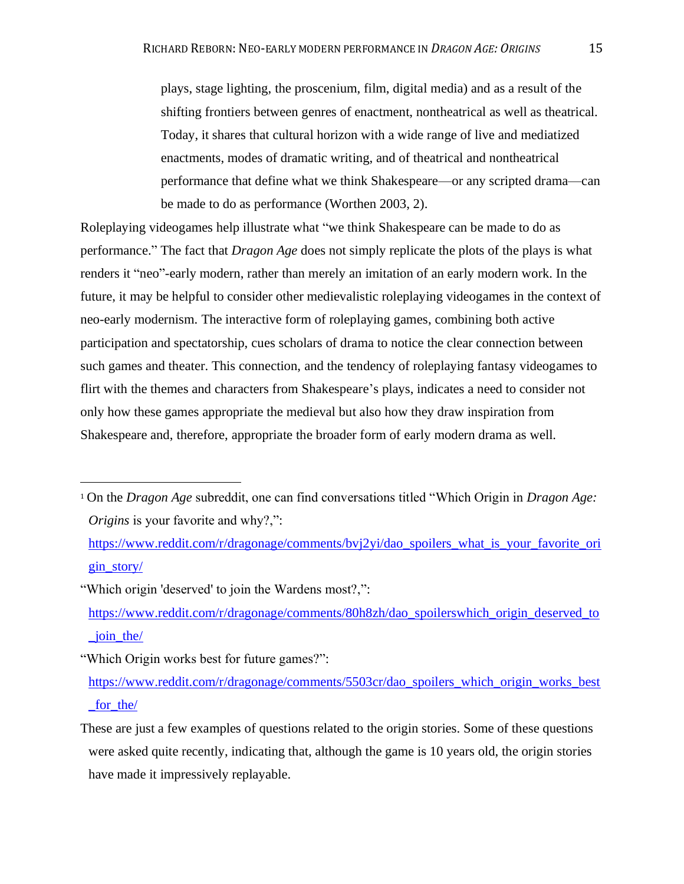> plays, stage lighting, the proscenium, film, digital media) and as a result of the shifting frontiers between genres of enactment, nontheatrical as well as theatrical. Today, it shares that cultural horizon with a wide range of live and mediatized enactments, modes of dramatic writing, and of theatrical and nontheatrical performance that define what we think Shakespeare—or any scripted drama—can be made to do as performance (Worthen 2003, 2).

Roleplaying videogames help illustrate what "we think Shakespeare can be made to do as performance." The fact that *Dragon Age* does not simply replicate the plots of the plays is what renders it "neo"-early modern, rather than merely an imitation of an early modern work. In the future, it may be helpful to consider other medievalistic roleplaying videogames in the context of neo-early modernism. The interactive form of roleplaying games, combining both active participation and spectatorship, cues scholars of drama to notice the clear connection between such games and theater. This connection, and the tendency of roleplaying fantasy videogames to flirt with the themes and characters from Shakespeare's plays, indicates a need to consider not only how these games appropriate the medieval but also how they draw inspiration from Shakespeare and, therefore, appropriate the broader form of early modern drama as well.

---

[1] On the *Dragon Age* subreddit, one can find conversations titled "Which Origin in *Dragon Age: Origins* is your favorite and why?,": https://www.reddit.com/r/dragonage/comments/bvj2yi/dao_spoilers_what_is_your_favorite_origin_story/

"Which origin 'deserved' to join the Wardens most?,": https://www.reddit.com/r/dragonage/comments/80h8zh/dao_spoilerswhich_origin_deserved_to_join_the/

"Which Origin works best for future games?": https://www.reddit.com/r/dragonage/comments/5503cr/dao_spoilers_which_origin_works_best_for_the/

These are just a few examples of questions related to the origin stories. Some of these questions were asked quite recently, indicating that, although the game is 10 years old, the origin stories have made it impressively replayable.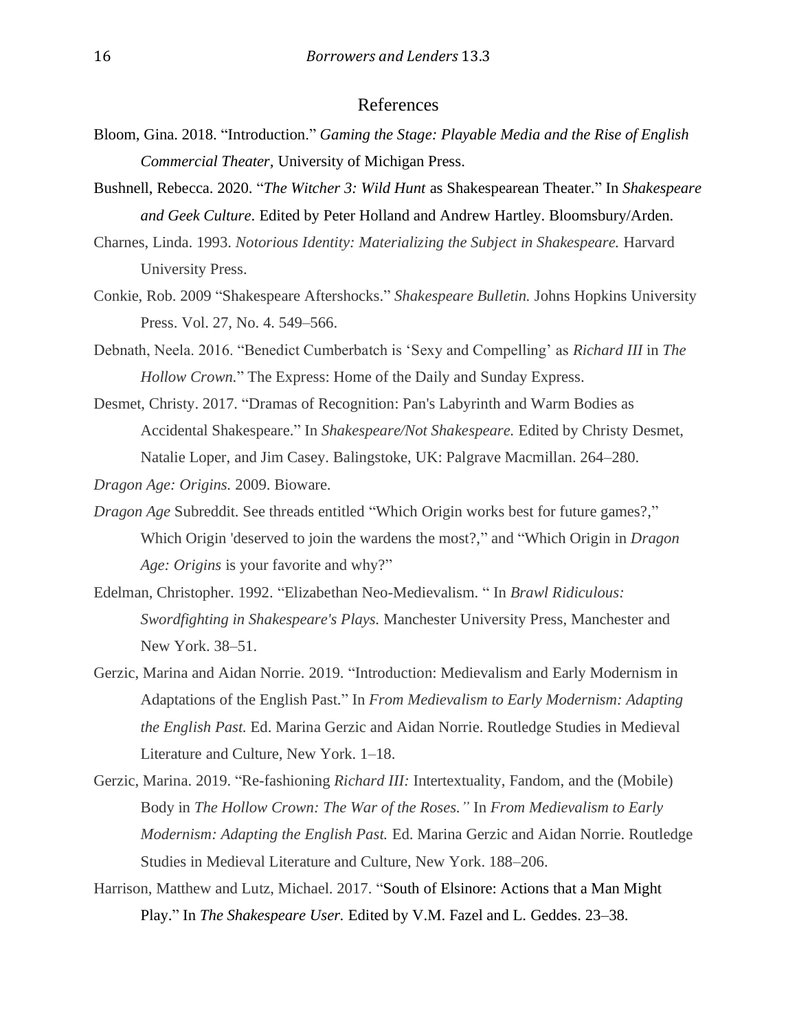# References

Bloom, Gina. 2018. "Introduction." *Gaming the Stage: Playable Media and the Rise of English Commercial Theater,* University of Michigan Press.

Bushnell, Rebecca. 2020. "*The Witcher 3: Wild Hunt* as Shakespearean Theater." In *Shakespeare and Geek Culture*. Edited by Peter Holland and Andrew Hartley. Bloomsbury/Arden.

Charnes, Linda. 1993. *Notorious Identity: Materializing the Subject in Shakespeare.* Harvard University Press.

Conkie, Rob. 2009 "Shakespeare Aftershocks." *Shakespeare Bulletin.* Johns Hopkins University Press. Vol. 27, No. 4. 549–566.

Debnath, Neela. 2016. "Benedict Cumberbatch is 'Sexy and Compelling' as *Richard III* in *The Hollow Crown.*" The Express: Home of the Daily and Sunday Express.

Desmet, Christy. 2017. "Dramas of Recognition: Pan's Labyrinth and Warm Bodies as Accidental Shakespeare." In *Shakespeare/Not Shakespeare.* Edited by Christy Desmet, Natalie Loper, and Jim Casey. Balingstoke, UK: Palgrave Macmillan. 264–280.

*Dragon Age: Origins.* 2009. Bioware.

*Dragon Age* Subreddit. See threads entitled "Which Origin works best for future games?," Which Origin 'deserved to join the wardens the most?," and "Which Origin in *Dragon Age: Origins* is your favorite and why?"

Edelman, Christopher. 1992. "Elizabethan Neo-Medievalism. " In *Brawl Ridiculous: Swordfighting in Shakespeare's Plays.* Manchester University Press, Manchester and New York. 38–51.

Gerzic, Marina and Aidan Norrie. 2019. "Introduction: Medievalism and Early Modernism in Adaptations of the English Past." In *From Medievalism to Early Modernism: Adapting the English Past.* Ed. Marina Gerzic and Aidan Norrie. Routledge Studies in Medieval Literature and Culture, New York. 1–18.

Gerzic, Marina. 2019. "Re-fashioning *Richard III:* Intertextuality, Fandom, and the (Mobile) Body in *The Hollow Crown: The War of the Roses."* In *From Medievalism to Early Modernism: Adapting the English Past.* Ed. Marina Gerzic and Aidan Norrie. Routledge Studies in Medieval Literature and Culture, New York. 188–206.

Harrison, Matthew and Lutz, Michael. 2017. "South of Elsinore: Actions that a Man Might Play." In *The Shakespeare User.* Edited by V.M. Fazel and L. Geddes. 23–38.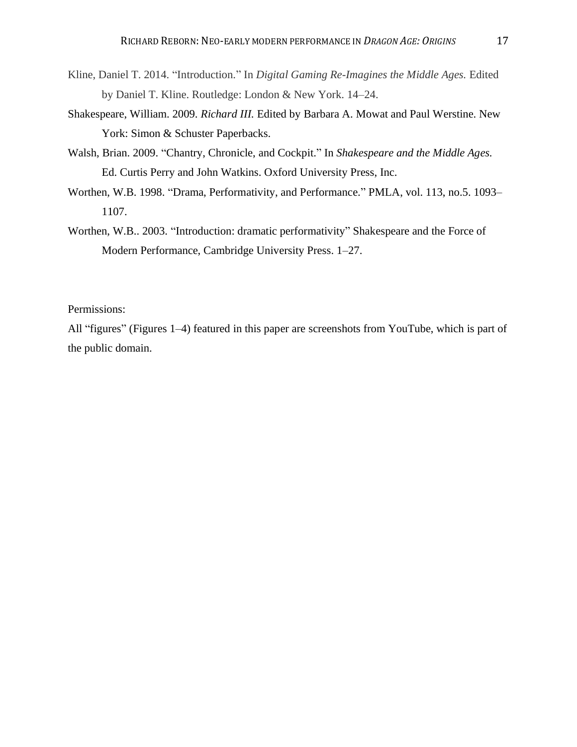Kline, Daniel T. 2014. "Introduction." In *Digital Gaming Re-Imagines the Middle Ages.* Edited by Daniel T. Kline. Routledge: London & New York. 14–24.

Shakespeare, William. 2009. *Richard III.* Edited by Barbara A. Mowat and Paul Werstine. New York: Simon & Schuster Paperbacks.

Walsh, Brian. 2009. "Chantry, Chronicle, and Cockpit." In *Shakespeare and the Middle Ages.* Ed. Curtis Perry and John Watkins. Oxford University Press, Inc.

Worthen, W.B. 1998. "Drama, Performativity, and Performance." PMLA, vol. 113, no.5. 1093–1107.

Worthen, W.B.. 2003. "Introduction: dramatic performativity" Shakespeare and the Force of Modern Performance, Cambridge University Press. 1–27.

Permissions:

All "figures" (Figures 1–4) featured in this paper are screenshots from YouTube, which is part of the public domain.